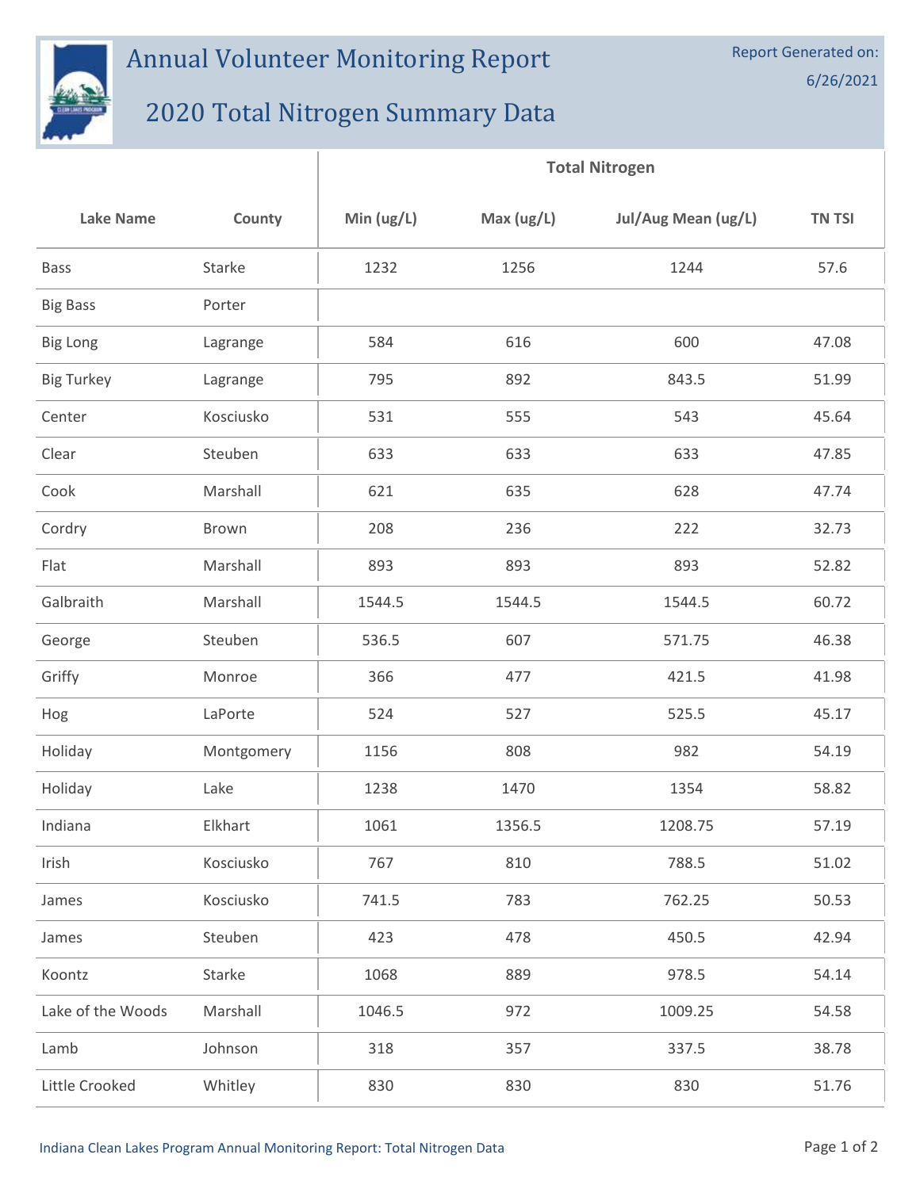# Annual Volunteer Monitoring Report

Report Generated on: 6/26/2021

## 2020 Total Nitrogen Summary Data

| Lake Name | County | Total Nitrogen | | | |
|---|---|---|---|---|---|
| | | Min (ug/L) | Max (ug/L) | Jul/Aug Mean (ug/L) | TN TSI |
| Bass | Starke | 1232 | 1256 | 1244 | 57.6 |
| Big Bass | Porter | | | | |
| Big Long | Lagrange | 584 | 616 | 600 | 47.08 |
| Big Turkey | Lagrange | 795 | 892 | 843.5 | 51.99 |
| Center | Kosciusko | 531 | 555 | 543 | 45.64 |
| Clear | Steuben | 633 | 633 | 633 | 47.85 |
| Cook | Marshall | 621 | 635 | 628 | 47.74 |
| Cordry | Brown | 208 | 236 | 222 | 32.73 |
| Flat | Marshall | 893 | 893 | 893 | 52.82 |
| Galbraith | Marshall | 1544.5 | 1544.5 | 1544.5 | 60.72 |
| George | Steuben | 536.5 | 607 | 571.75 | 46.38 |
| Griffy | Monroe | 366 | 477 | 421.5 | 41.98 |
| Hog | LaPorte | 524 | 527 | 525.5 | 45.17 |
| Holiday | Montgomery | 1156 | 808 | 982 | 54.19 |
| Holiday | Lake | 1238 | 1470 | 1354 | 58.82 |
| Indiana | Elkhart | 1061 | 1356.5 | 1208.75 | 57.19 |
| Irish | Kosciusko | 767 | 810 | 788.5 | 51.02 |
| James | Kosciusko | 741.5 | 783 | 762.25 | 50.53 |
| James | Steuben | 423 | 478 | 450.5 | 42.94 |
| Koontz | Starke | 1068 | 889 | 978.5 | 54.14 |
| Lake of the Woods | Marshall | 1046.5 | 972 | 1009.25 | 54.58 |
| Lamb | Johnson | 318 | 357 | 337.5 | 38.78 |
| Little Crooked | Whitley | 830 | 830 | 830 | 51.76 |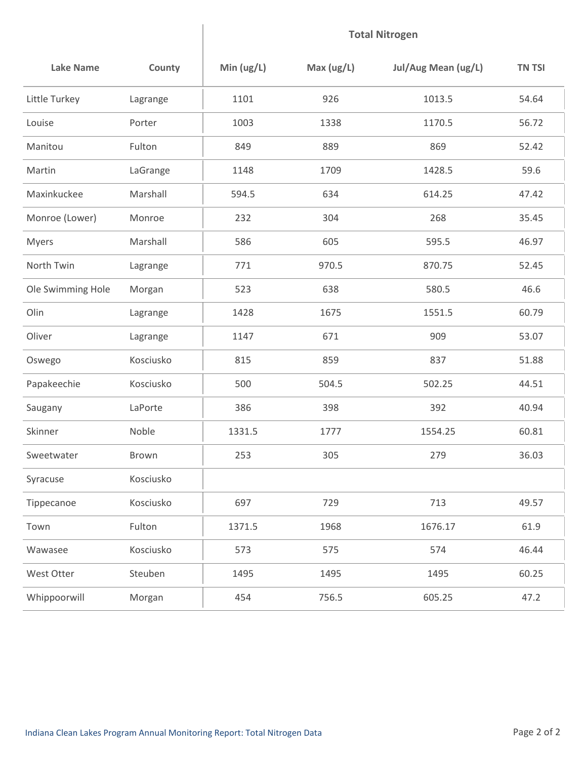| Lake Name | County | Total Nitrogen | | | |
|---|---|---|---|---|---|
| | | Min (ug/L) | Max (ug/L) | Jul/Aug Mean (ug/L) | TN TSI |
| Little Turkey | Lagrange | 1101 | 926 | 1013.5 | 54.64 |
| Louise | Porter | 1003 | 1338 | 1170.5 | 56.72 |
| Manitou | Fulton | 849 | 889 | 869 | 52.42 |
| Martin | LaGrange | 1148 | 1709 | 1428.5 | 59.6 |
| Maxinkuckee | Marshall | 594.5 | 634 | 614.25 | 47.42 |
| Monroe (Lower) | Monroe | 232 | 304 | 268 | 35.45 |
| Myers | Marshall | 586 | 605 | 595.5 | 46.97 |
| North Twin | Lagrange | 771 | 970.5 | 870.75 | 52.45 |
| Ole Swimming Hole | Morgan | 523 | 638 | 580.5 | 46.6 |
| Olin | Lagrange | 1428 | 1675 | 1551.5 | 60.79 |
| Oliver | Lagrange | 1147 | 671 | 909 | 53.07 |
| Oswego | Kosciusko | 815 | 859 | 837 | 51.88 |
| Papakeechie | Kosciusko | 500 | 504.5 | 502.25 | 44.51 |
| Saugany | LaPorte | 386 | 398 | 392 | 40.94 |
| Skinner | Noble | 1331.5 | 1777 | 1554.25 | 60.81 |
| Sweetwater | Brown | 253 | 305 | 279 | 36.03 |
| Syracuse | Kosciusko | | | | |
| Tippecanoe | Kosciusko | 697 | 729 | 713 | 49.57 |
| Town | Fulton | 1371.5 | 1968 | 1676.17 | 61.9 |
| Wawasee | Kosciusko | 573 | 575 | 574 | 46.44 |
| West Otter | Steuben | 1495 | 1495 | 1495 | 60.25 |
| Whippoorwill | Morgan | 454 | 756.5 | 605.25 | 47.2 |